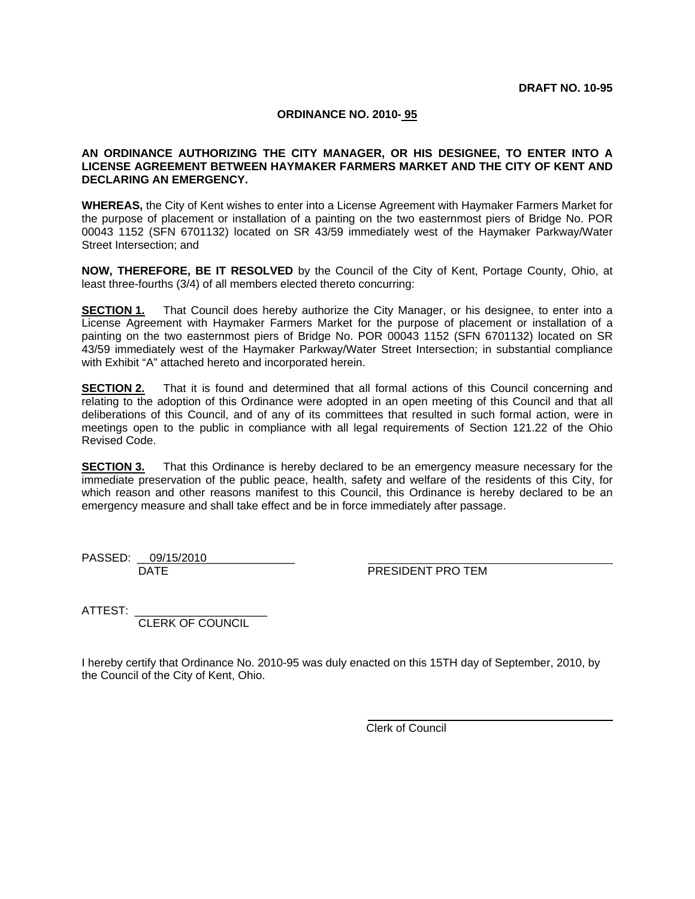**DRAFT NO. 10-95**

**ORDINANCE NO. 2010- 95**

**AN ORDINANCE AUTHORIZING THE CITY MANAGER, OR HIS DESIGNEE, TO ENTER INTO A LICENSE AGREEMENT BETWEEN HAYMAKER FARMERS MARKET AND THE CITY OF KENT AND DECLARING AN EMERGENCY.**

**WHEREAS,** the City of Kent wishes to enter into a License Agreement with Haymaker Farmers Market for the purpose of placement or installation of a painting on the two easternmost piers of Bridge No. POR 00043 1152 (SFN 6701132) located on SR 43/59 immediately west of the Haymaker Parkway/Water Street Intersection; and

**NOW, THEREFORE, BE IT RESOLVED** by the Council of the City of Kent, Portage County, Ohio, at least three-fourths (3/4) of all members elected thereto concurring:

**SECTION 1.** That Council does hereby authorize the City Manager, or his designee, to enter into a License Agreement with Haymaker Farmers Market for the purpose of placement or installation of a painting on the two easternmost piers of Bridge No. POR 00043 1152 (SFN 6701132) located on SR 43/59 immediately west of the Haymaker Parkway/Water Street Intersection; in substantial compliance with Exhibit "A" attached hereto and incorporated herein.

**SECTION 2.** That it is found and determined that all formal actions of this Council concerning and relating to the adoption of this Ordinance were adopted in an open meeting of this Council and that all deliberations of this Council, and of any of its committees that resulted in such formal action, were in meetings open to the public in compliance with all legal requirements of Section 121.22 of the Ohio Revised Code.

**SECTION 3.** That this Ordinance is hereby declared to be an emergency measure necessary for the immediate preservation of the public peace, health, safety and welfare of the residents of this City, for which reason and other reasons manifest to this Council, this Ordinance is hereby declared to be an emergency measure and shall take effect and be in force immediately after passage.

PASSED: 09/15/2010 ______________
DATE

______________________________
PRESIDENT PRO TEM

ATTEST: ______________________
CLERK OF COUNCIL

I hereby certify that Ordinance No. 2010-95 was duly enacted on this 15TH day of September, 2010, by the Council of the City of Kent, Ohio.

______________________________
Clerk of Council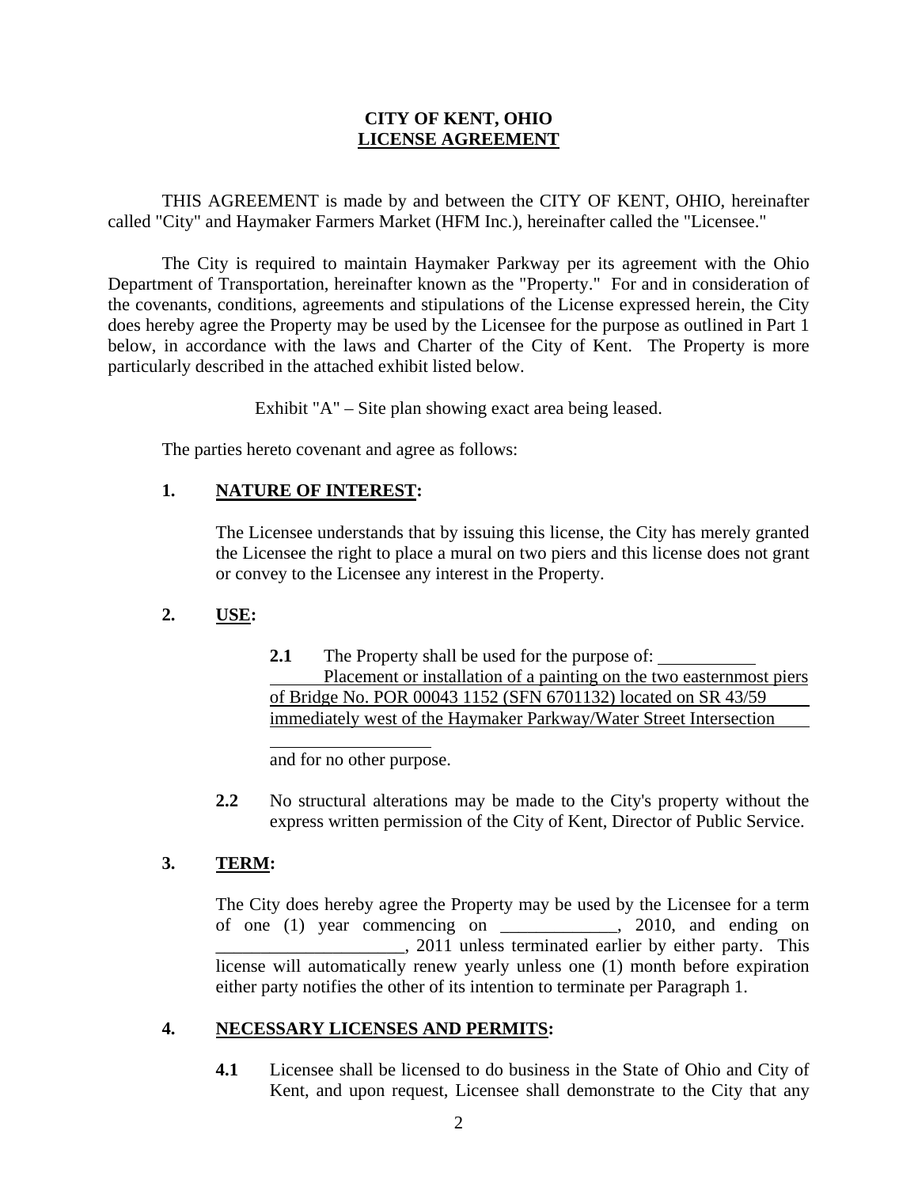**CITY OF KENT, OHIO**
**LICENSE AGREEMENT**

THIS AGREEMENT is made by and between the CITY OF KENT, OHIO, hereinafter called "City" and Haymaker Farmers Market (HFM Inc.), hereinafter called the "Licensee."

The City is required to maintain Haymaker Parkway per its agreement with the Ohio Department of Transportation, hereinafter known as the "Property." For and in consideration of the covenants, conditions, agreements and stipulations of the License expressed herein, the City does hereby agree the Property may be used by the Licensee for the purpose as outlined in Part 1 below, in accordance with the laws and Charter of the City of Kent. The Property is more particularly described in the attached exhibit listed below.

Exhibit "A" – Site plan showing exact area being leased.

The parties hereto covenant and agree as follows:

**1. NATURE OF INTEREST:**

The Licensee understands that by issuing this license, the City has merely granted the Licensee the right to place a mural on two piers and this license does not grant or convey to the Licensee any interest in the Property.

**2. USE:**

**2.1** The Property shall be used for the purpose of: Placement or installation of a painting on the two easternmost piers of Bridge No. POR 00043 1152 (SFN 6701132) located on SR 43/59 immediately west of the Haymaker Parkway/Water Street Intersection and for no other purpose.

**2.2** No structural alterations may be made to the City's property without the express written permission of the City of Kent, Director of Public Service.

**3. TERM:**

The City does hereby agree the Property may be used by the Licensee for a term of one (1) year commencing on _____________, 2010, and ending on _____________________, 2011 unless terminated earlier by either party. This license will automatically renew yearly unless one (1) month before expiration either party notifies the other of its intention to terminate per Paragraph 1.

**4. NECESSARY LICENSES AND PERMITS:**

**4.1** Licensee shall be licensed to do business in the State of Ohio and City of Kent, and upon request, Licensee shall demonstrate to the City that any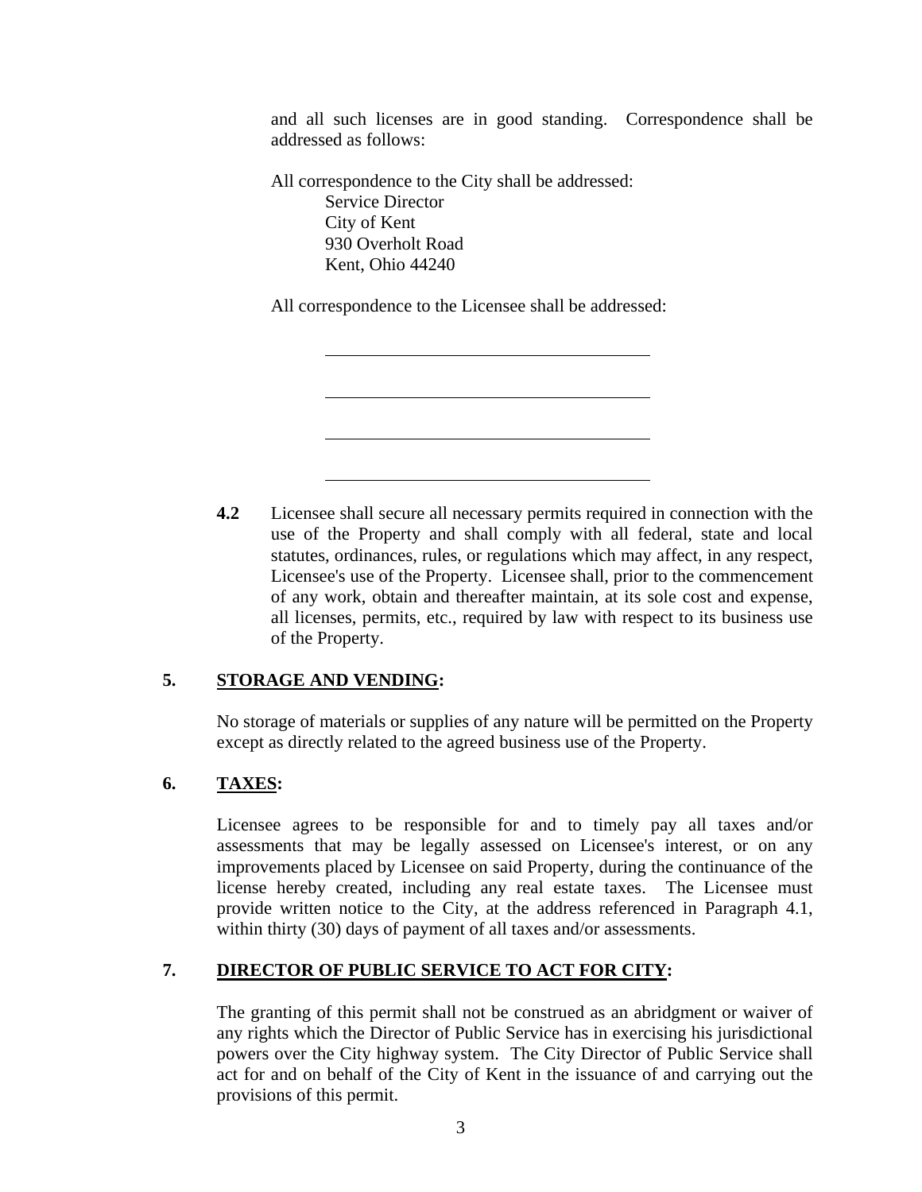and all such licenses are in good standing. Correspondence shall be addressed as follows:

All correspondence to the City shall be addressed:

Service Director
City of Kent
930 Overholt Road
Kent, Ohio 44240

All correspondence to the Licensee shall be addressed:

\_\_\_\_\_\_\_\_\_\_\_\_\_\_\_\_\_\_\_\_\_\_\_\_\_\_\_\_\_\_\_\_\_\_\_\_

\_\_\_\_\_\_\_\_\_\_\_\_\_\_\_\_\_\_\_\_\_\_\_\_\_\_\_\_\_\_\_\_\_\_\_\_

\_\_\_\_\_\_\_\_\_\_\_\_\_\_\_\_\_\_\_\_\_\_\_\_\_\_\_\_\_\_\_\_\_\_\_\_

\_\_\_\_\_\_\_\_\_\_\_\_\_\_\_\_\_\_\_\_\_\_\_\_\_\_\_\_\_\_\_\_\_\_\_\_

**4.2** Licensee shall secure all necessary permits required in connection with the use of the Property and shall comply with all federal, state and local statutes, ordinances, rules, or regulations which may affect, in any respect, Licensee's use of the Property. Licensee shall, prior to the commencement of any work, obtain and thereafter maintain, at its sole cost and expense, all licenses, permits, etc., required by law with respect to its business use of the Property.

**5. <u>STORAGE AND VENDING</u>:**

No storage of materials or supplies of any nature will be permitted on the Property except as directly related to the agreed business use of the Property.

**6. <u>TAXES</u>:**

Licensee agrees to be responsible for and to timely pay all taxes and/or assessments that may be legally assessed on Licensee's interest, or on any improvements placed by Licensee on said Property, during the continuance of the license hereby created, including any real estate taxes. The Licensee must provide written notice to the City, at the address referenced in Paragraph 4.1, within thirty (30) days of payment of all taxes and/or assessments.

**7. <u>DIRECTOR OF PUBLIC SERVICE TO ACT FOR CITY</u>:**

The granting of this permit shall not be construed as an abridgment or waiver of any rights which the Director of Public Service has in exercising his jurisdictional powers over the City highway system. The City Director of Public Service shall act for and on behalf of the City of Kent in the issuance of and carrying out the provisions of this permit.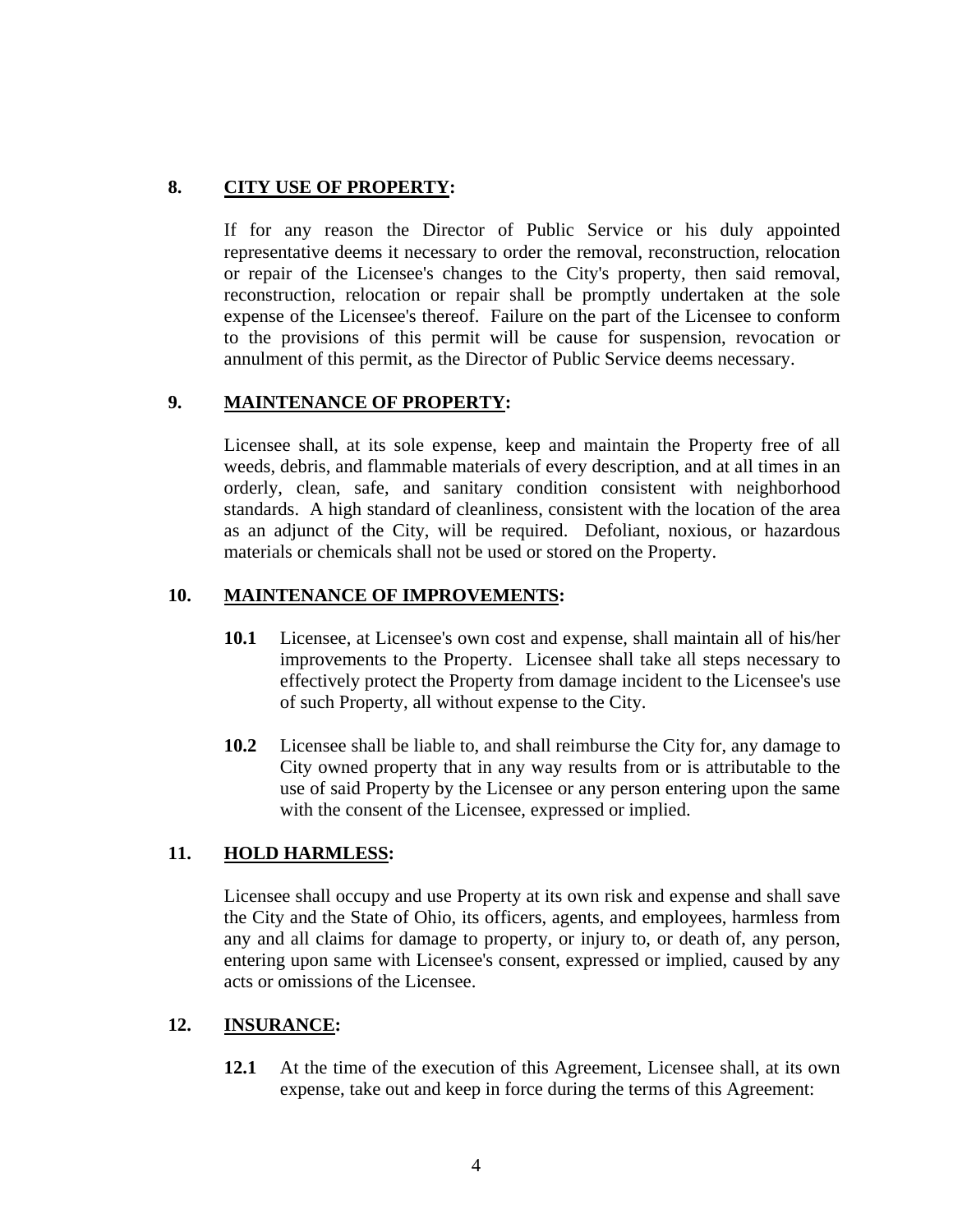**8. CITY USE OF PROPERTY:**

If for any reason the Director of Public Service or his duly appointed representative deems it necessary to order the removal, reconstruction, relocation or repair of the Licensee's changes to the City's property, then said removal, reconstruction, relocation or repair shall be promptly undertaken at the sole expense of the Licensee's thereof. Failure on the part of the Licensee to conform to the provisions of this permit will be cause for suspension, revocation or annulment of this permit, as the Director of Public Service deems necessary.

**9. MAINTENANCE OF PROPERTY:**

Licensee shall, at its sole expense, keep and maintain the Property free of all weeds, debris, and flammable materials of every description, and at all times in an orderly, clean, safe, and sanitary condition consistent with neighborhood standards. A high standard of cleanliness, consistent with the location of the area as an adjunct of the City, will be required. Defoliant, noxious, or hazardous materials or chemicals shall not be used or stored on the Property.

**10. MAINTENANCE OF IMPROVEMENTS:**

**10.1** Licensee, at Licensee's own cost and expense, shall maintain all of his/her improvements to the Property. Licensee shall take all steps necessary to effectively protect the Property from damage incident to the Licensee's use of such Property, all without expense to the City.

**10.2** Licensee shall be liable to, and shall reimburse the City for, any damage to City owned property that in any way results from or is attributable to the use of said Property by the Licensee or any person entering upon the same with the consent of the Licensee, expressed or implied.

**11. HOLD HARMLESS:**

Licensee shall occupy and use Property at its own risk and expense and shall save the City and the State of Ohio, its officers, agents, and employees, harmless from any and all claims for damage to property, or injury to, or death of, any person, entering upon same with Licensee's consent, expressed or implied, caused by any acts or omissions of the Licensee.

**12. INSURANCE:**

**12.1** At the time of the execution of this Agreement, Licensee shall, at its own expense, take out and keep in force during the terms of this Agreement: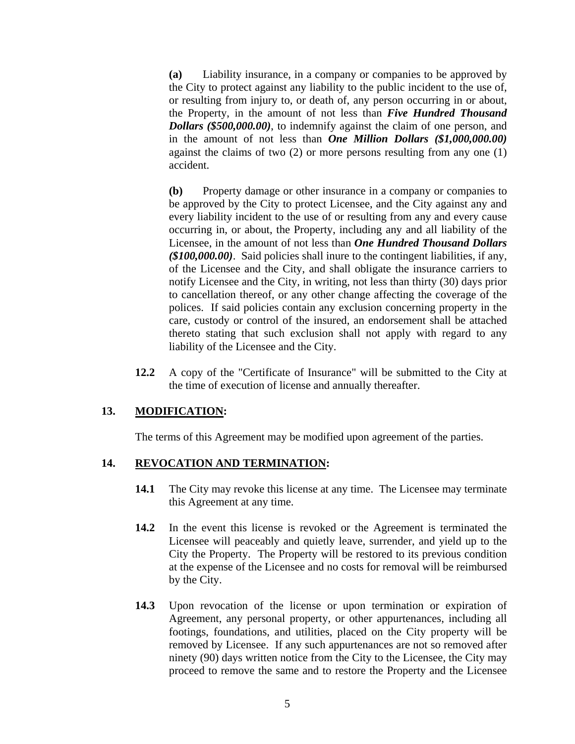**(a)** Liability insurance, in a company or companies to be approved by the City to protect against any liability to the public incident to the use of, or resulting from injury to, or death of, any person occurring in or about, the Property, in the amount of not less than ***Five Hundred Thousand Dollars ($500,000.00)***, to indemnify against the claim of one person, and in the amount of not less than ***One Million Dollars ($1,000,000.00)*** against the claims of two (2) or more persons resulting from any one (1) accident.

**(b)** Property damage or other insurance in a company or companies to be approved by the City to protect Licensee, and the City against any and every liability incident to the use of or resulting from any and every cause occurring in, or about, the Property, including any and all liability of the Licensee, in the amount of not less than ***One Hundred Thousand Dollars ($100,000.00)***. Said policies shall inure to the contingent liabilities, if any, of the Licensee and the City, and shall obligate the insurance carriers to notify Licensee and the City, in writing, not less than thirty (30) days prior to cancellation thereof, or any other change affecting the coverage of the polices. If said policies contain any exclusion concerning property in the care, custody or control of the insured, an endorsement shall be attached thereto stating that such exclusion shall not apply with regard to any liability of the Licensee and the City.

**12.2** A copy of the "Certificate of Insurance" will be submitted to the City at the time of execution of license and annually thereafter.

## 13. MODIFICATION:

The terms of this Agreement may be modified upon agreement of the parties.

## 14. REVOCATION AND TERMINATION:

**14.1** The City may revoke this license at any time. The Licensee may terminate this Agreement at any time.

**14.2** In the event this license is revoked or the Agreement is terminated the Licensee will peaceably and quietly leave, surrender, and yield up to the City the Property. The Property will be restored to its previous condition at the expense of the Licensee and no costs for removal will be reimbursed by the City.

**14.3** Upon revocation of the license or upon termination or expiration of Agreement, any personal property, or other appurtenances, including all footings, foundations, and utilities, placed on the City property will be removed by Licensee. If any such appurtenances are not so removed after ninety (90) days written notice from the City to the Licensee, the City may proceed to remove the same and to restore the Property and the Licensee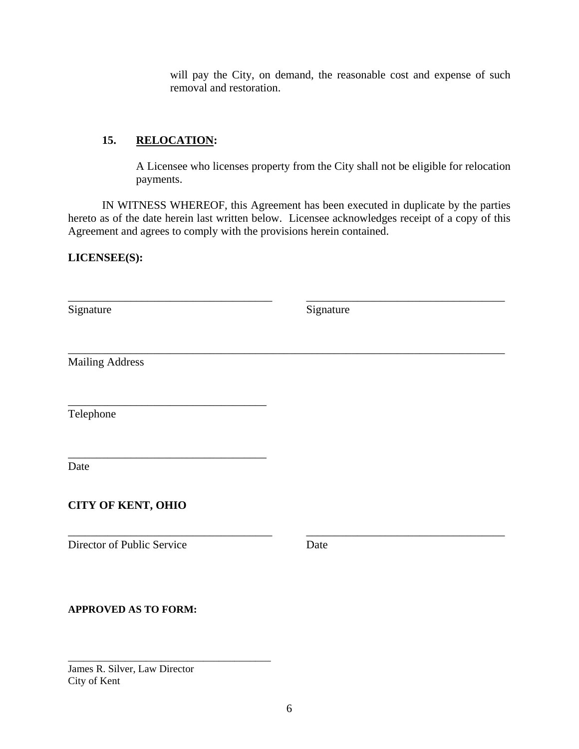will pay the City, on demand, the reasonable cost and expense of such removal and restoration.

**15. RELOCATION:**

A Licensee who licenses property from the City shall not be eligible for relocation payments.

IN WITNESS WHEREOF, this Agreement has been executed in duplicate by the parties hereto as of the date herein last written below. Licensee acknowledges receipt of a copy of this Agreement and agrees to comply with the provisions herein contained.

**LICENSEE(S):**

\_\_\_\_\_\_\_\_\_\_\_\_\_\_\_\_\_\_\_\_\_\_\_\_\_\_\_\_\_\_\_\_\_\_\_\_ \_\_\_\_\_\_\_\_\_\_\_\_\_\_\_\_\_\_\_\_\_\_\_\_\_\_\_\_\_\_\_\_\_\_\_\_
Signature Signature

\_\_\_\_\_\_\_\_\_\_\_\_\_\_\_\_\_\_\_\_\_\_\_\_\_\_\_\_\_\_\_\_\_\_\_\_\_\_\_\_\_\_\_\_\_\_\_\_\_\_\_\_\_\_\_\_\_\_\_\_\_\_\_\_\_\_\_\_\_\_\_\_
Mailing Address

\_\_\_\_\_\_\_\_\_\_\_\_\_\_\_\_\_\_\_\_\_\_\_\_\_\_\_\_\_\_\_\_\_\_\_\_
Telephone

\_\_\_\_\_\_\_\_\_\_\_\_\_\_\_\_\_\_\_\_\_\_\_\_\_\_\_\_\_\_\_\_\_\_\_\_
Date

**CITY OF KENT, OHIO**

\_\_\_\_\_\_\_\_\_\_\_\_\_\_\_\_\_\_\_\_\_\_\_\_\_\_\_\_\_\_\_\_\_\_\_\_ \_\_\_\_\_\_\_\_\_\_\_\_\_\_\_\_\_\_\_\_\_\_\_\_\_\_\_\_\_\_\_\_\_\_\_\_
Director of Public Service Date

**APPROVED AS TO FORM:**

\_\_\_\_\_\_\_\_\_\_\_\_\_\_\_\_\_\_\_\_\_\_\_\_\_\_\_\_\_\_\_\_\_\_\_\_
James R. Silver, Law Director
City of Kent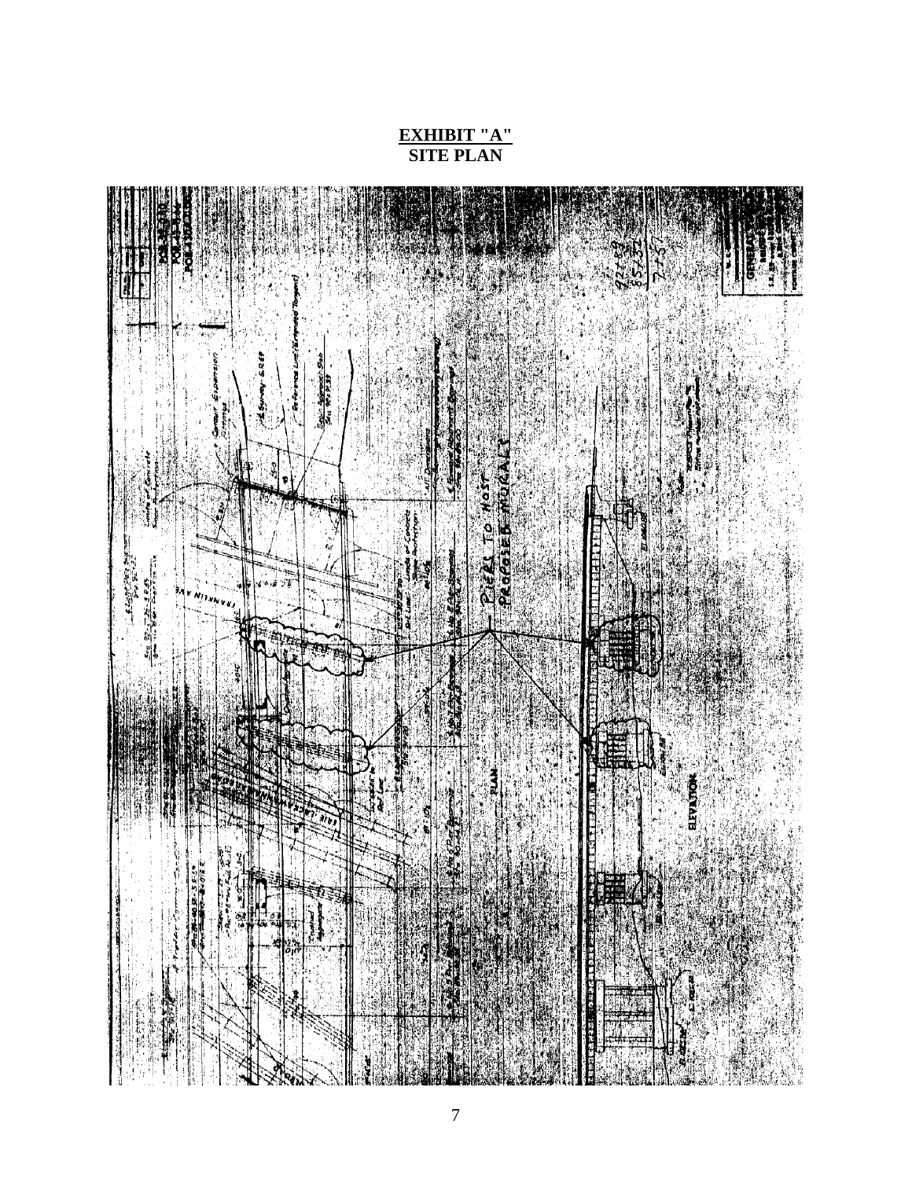**EXHIBIT "A"**
**SITE PLAN**